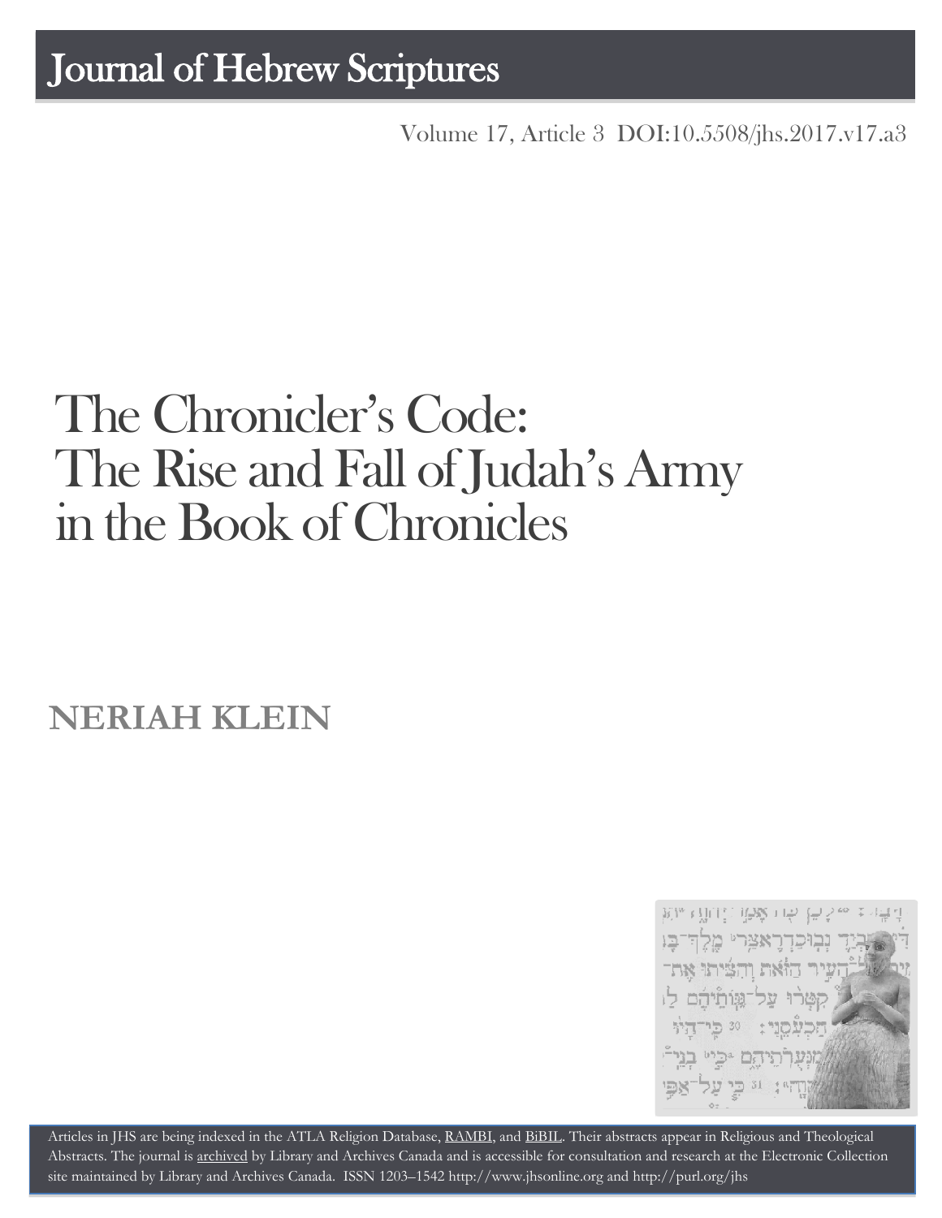Journal of Hebrew Scriptures

Volume 17, Article 3 DOI:10.5508/jhs.2017.v17.a3

# The Chronicler's Code: The Rise and Fall of Judah's Army in the Book of Chronicles

## NERIAH KLEIN

Articles in JHS are being indexed in the ATLA Religion Database, RAMBI, and BiBIL. Their abstracts appear in Religious and Theological Abstracts. The journal is archived by Library and Archives Canada and is accessible for consultation and research at the Electronic Collection site maintained by Library and Archives Canada. ISSN 1203–1542 http://www.jhsonline.org and http://purl.org/jhs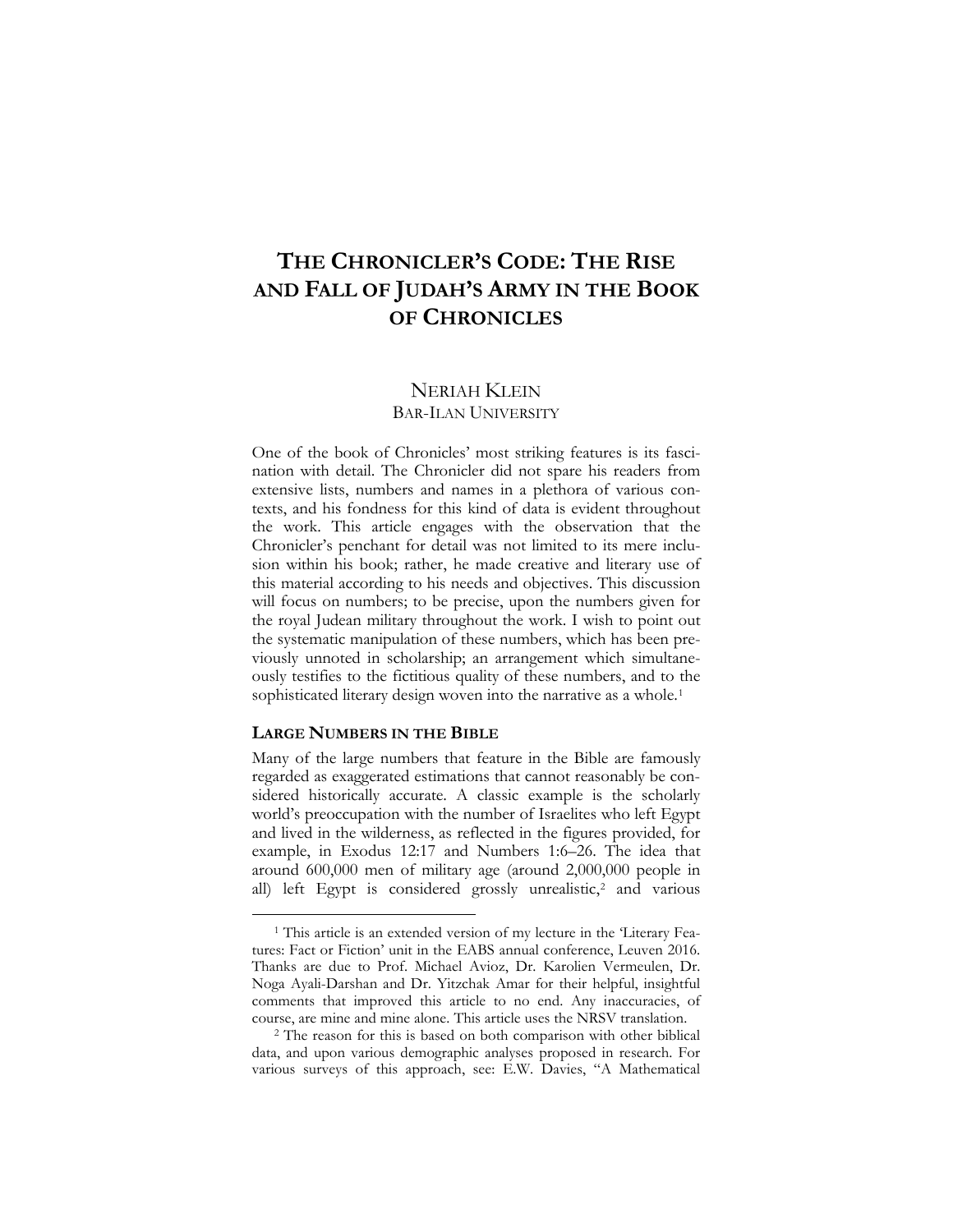# THE CHRONICLER'S CODE: THE RISE AND FALL OF JUDAH'S ARMY IN THE BOOK OF CHRONICLES

NERIAH KLEIN
BAR-ILAN UNIVERSITY

One of the book of Chronicles' most striking features is its fascination with detail. The Chronicler did not spare his readers from extensive lists, numbers and names in a plethora of various contexts, and his fondness for this kind of data is evident throughout the work. This article engages with the observation that the Chronicler's penchant for detail was not limited to its mere inclusion within his book; rather, he made creative and literary use of this material according to his needs and objectives. This discussion will focus on numbers; to be precise, upon the numbers given for the royal Judean military throughout the work. I wish to point out the systematic manipulation of these numbers, which has been previously unnoted in scholarship; an arrangement which simultaneously testifies to the fictitious quality of these numbers, and to the sophisticated literary design woven into the narrative as a whole.[1]

## LARGE NUMBERS IN THE BIBLE

Many of the large numbers that feature in the Bible are famously regarded as exaggerated estimations that cannot reasonably be considered historically accurate. A classic example is the scholarly world's preoccupation with the number of Israelites who left Egypt and lived in the wilderness, as reflected in the figures provided, for example, in Exodus 12:17 and Numbers 1:6–26. The idea that around 600,000 men of military age (around 2,000,000 people in all) left Egypt is considered grossly unrealistic,[2] and various

---

[1] This article is an extended version of my lecture in the 'Literary Features: Fact or Fiction' unit in the EABS annual conference, Leuven 2016. Thanks are due to Prof. Michael Avioz, Dr. Karolien Vermeulen, Dr. Noga Ayali-Darshan and Dr. Yitzchak Amar for their helpful, insightful comments that improved this article to no end. Any inaccuracies, of course, are mine and mine alone. This article uses the NRSV translation.

[2] The reason for this is based on both comparison with other biblical data, and upon various demographic analyses proposed in research. For various surveys of this approach, see: E.W. Davies, "A Mathematical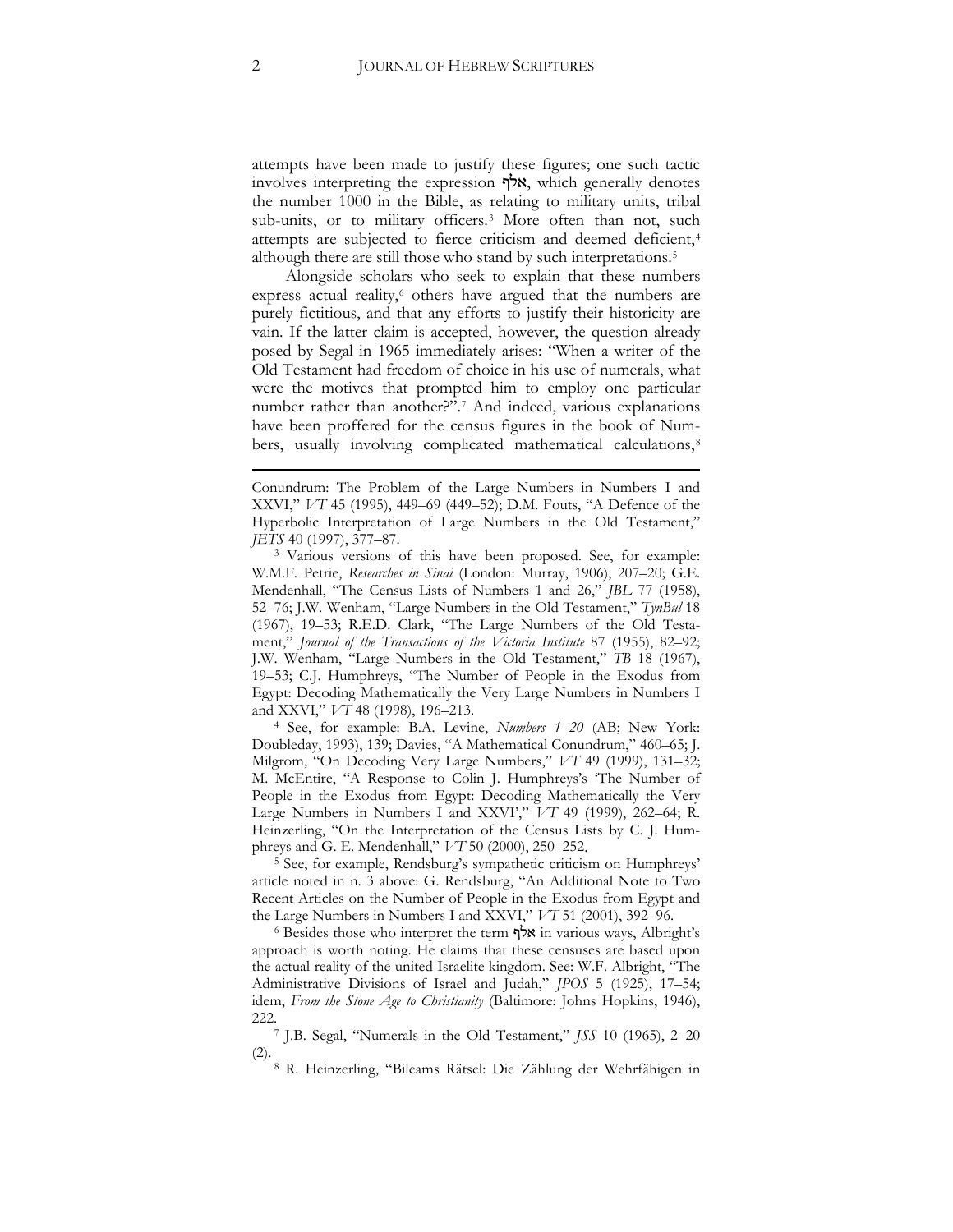attempts have been made to justify these figures; one such tactic involves interpreting the expression אלף, which generally denotes the number 1000 in the Bible, as relating to military units, tribal sub-units, or to military officers.[3] More often than not, such attempts are subjected to fierce criticism and deemed deficient,[4] although there are still those who stand by such interpretations.[5]

Alongside scholars who seek to explain that these numbers express actual reality,[6] others have argued that the numbers are purely fictitious, and that any efforts to justify their historicity are vain. If the latter claim is accepted, however, the question already posed by Segal in 1965 immediately arises: "When a writer of the Old Testament had freedom of choice in his use of numerals, what were the motives that prompted him to employ one particular number rather than another?".[7] And indeed, various explanations have been proffered for the census figures in the book of Numbers, usually involving complicated mathematical calculations,[8]

---

Conundrum: The Problem of the Large Numbers in Numbers I and XXVI," *VT* 45 (1995), 449–69 (449–52); D.M. Fouts, "A Defence of the Hyperbolic Interpretation of Large Numbers in the Old Testament," *JETS* 40 (1997), 377–87.

[3] Various versions of this have been proposed. See, for example: W.M.F. Petrie, *Researches in Sinai* (London: Murray, 1906), 207–20; G.E. Mendenhall, "The Census Lists of Numbers 1 and 26," *JBL* 77 (1958), 52–76; J.W. Wenham, "Large Numbers in the Old Testament," *TynBul* 18 (1967), 19–53; R.E.D. Clark, "The Large Numbers of the Old Testament," *Journal of the Transactions of the Victoria Institute* 87 (1955), 82–92; J.W. Wenham, "Large Numbers in the Old Testament," *TB* 18 (1967), 19–53; C.J. Humphreys, "The Number of People in the Exodus from Egypt: Decoding Mathematically the Very Large Numbers in Numbers I and XXVI," *VT* 48 (1998), 196–213.

[4] See, for example: B.A. Levine, *Numbers 1–20* (AB; New York: Doubleday, 1993), 139; Davies, "A Mathematical Conundrum," 460–65; J. Milgrom, "On Decoding Very Large Numbers," *VT* 49 (1999), 131–32; M. McEntire, "A Response to Colin J. Humphreys's 'The Number of People in the Exodus from Egypt: Decoding Mathematically the Very Large Numbers in Numbers I and XXVI'," *VT* 49 (1999), 262–64; R. Heinzerling, "On the Interpretation of the Census Lists by C. J. Humphreys and G. E. Mendenhall," *VT* 50 (2000), 250–252.

[5] See, for example, Rendsburg's sympathetic criticism on Humphreys' article noted in n. 3 above: G. Rendsburg, "An Additional Note to Two Recent Articles on the Number of People in the Exodus from Egypt and the Large Numbers in Numbers I and XXVI," *VT* 51 (2001), 392–96.

[6] Besides those who interpret the term אלף in various ways, Albright's approach is worth noting. He claims that these censuses are based upon the actual reality of the united Israelite kingdom. See: W.F. Albright, "The Administrative Divisions of Israel and Judah," *JPOS* 5 (1925), 17–54; idem, *From the Stone Age to Christianity* (Baltimore: Johns Hopkins, 1946), 222.

[7] J.B. Segal, "Numerals in the Old Testament," *JSS* 10 (1965), 2–20 (2).

[8] R. Heinzerling, "Bileams Rätsel: Die Zählung der Wehrfähigen in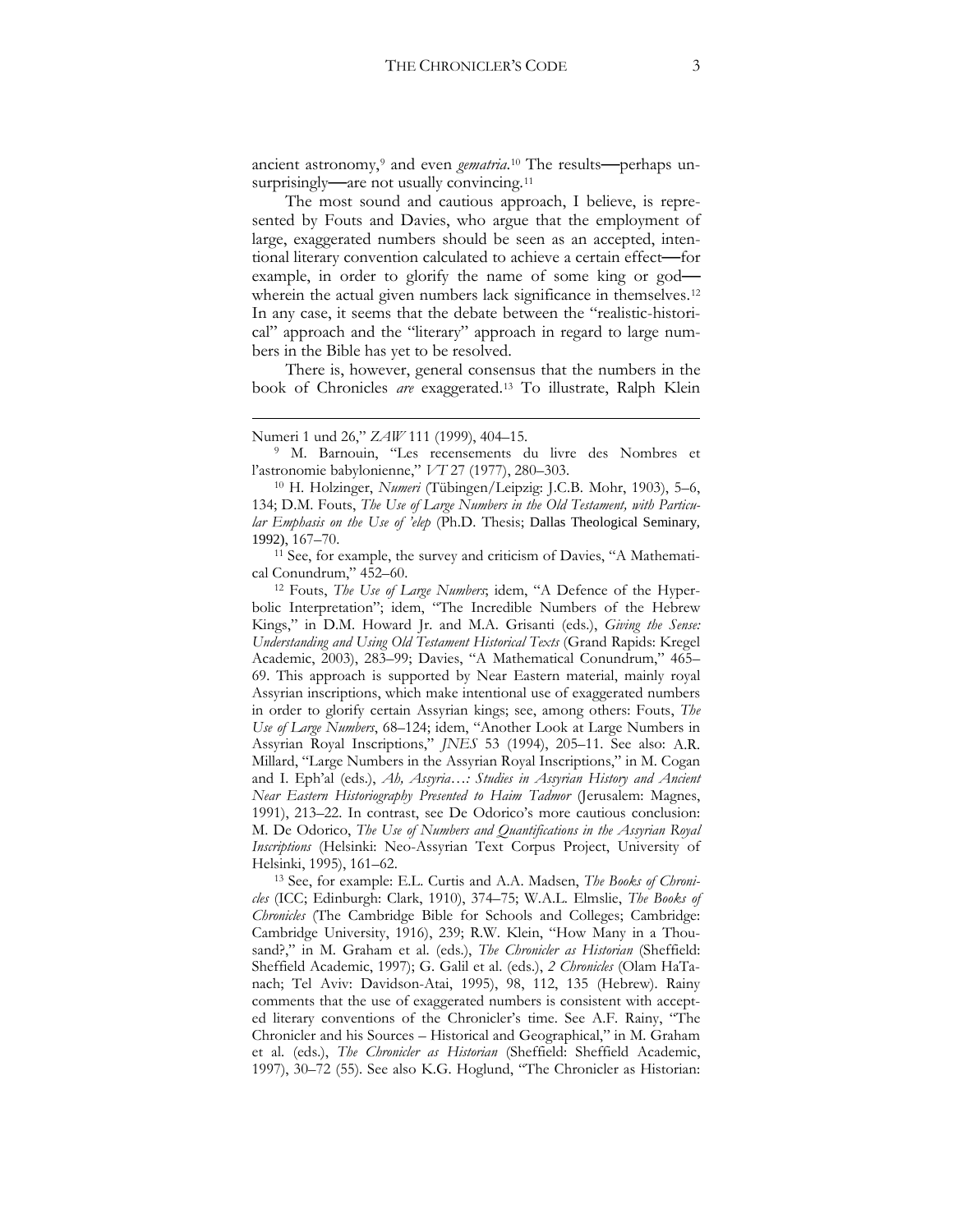ancient astronomy,[9] and even *gematria*.[10] The results—perhaps unsurprisingly—are not usually convincing.[11]

The most sound and cautious approach, I believe, is represented by Fouts and Davies, who argue that the employment of large, exaggerated numbers should be seen as an accepted, intentional literary convention calculated to achieve a certain effect—for example, in order to glorify the name of some king or god—wherein the actual given numbers lack significance in themselves.[12] In any case, it seems that the debate between the "realistic-historical" approach and the "literary" approach in regard to large numbers in the Bible has yet to be resolved.

There is, however, general consensus that the numbers in the book of Chronicles *are* exaggerated.[13] To illustrate, Ralph Klein

---

Numeri 1 und 26," *ZAW* 111 (1999), 404–15.

[9] M. Barnouin, "Les recensements du livre des Nombres et l'astronomie babylonienne," *VT* 27 (1977), 280–303.

[10] H. Holzinger, *Numeri* (Tübingen/Leipzig: J.C.B. Mohr, 1903), 5–6, 134; D.M. Fouts, *The Use of Large Numbers in the Old Testament, with Particular Emphasis on the Use of 'elep* (Ph.D. Thesis; Dallas Theological Seminary, 1992), 167–70.

[11] See, for example, the survey and criticism of Davies, "A Mathematical Conundrum," 452–60.

[12] Fouts, *The Use of Large Numbers*; idem, "A Defence of the Hyperbolic Interpretation"; idem, "The Incredible Numbers of the Hebrew Kings," in D.M. Howard Jr. and M.A. Grisanti (eds.), *Giving the Sense: Understanding and Using Old Testament Historical Texts* (Grand Rapids: Kregel Academic, 2003), 283–99; Davies, "A Mathematical Conundrum," 465–69. This approach is supported by Near Eastern material, mainly royal Assyrian inscriptions, which make intentional use of exaggerated numbers in order to glorify certain Assyrian kings; see, among others: Fouts, *The Use of Large Numbers*, 68–124; idem, "Another Look at Large Numbers in Assyrian Royal Inscriptions," *JNES* 53 (1994), 205–11. See also: A.R. Millard, "Large Numbers in the Assyrian Royal Inscriptions," in M. Cogan and I. Eph'al (eds.), *Ah, Assyria…: Studies in Assyrian History and Ancient Near Eastern Historiography Presented to Haim Tadmor* (Jerusalem: Magnes, 1991), 213–22. In contrast, see De Odorico's more cautious conclusion: M. De Odorico, *The Use of Numbers and Quantifications in the Assyrian Royal Inscriptions* (Helsinki: Neo-Assyrian Text Corpus Project, University of Helsinki, 1995), 161–62.

[13] See, for example: E.L. Curtis and A.A. Madsen, *The Books of Chronicles* (ICC; Edinburgh: Clark, 1910), 374–75; W.A.L. Elmslie, *The Books of Chronicles* (The Cambridge Bible for Schools and Colleges; Cambridge: Cambridge University, 1916), 239; R.W. Klein, "How Many in a Thousand?," in M. Graham et al. (eds.), *The Chronicler as Historian* (Sheffield: Sheffield Academic, 1997); G. Galil et al. (eds.), *2 Chronicles* (Olam HaTanach; Tel Aviv: Davidson-Atai, 1995), 98, 112, 135 (Hebrew). Rainy comments that the use of exaggerated numbers is consistent with accepted literary conventions of the Chronicler's time. See A.F. Rainy, "The Chronicler and his Sources – Historical and Geographical," in M. Graham et al. (eds.), *The Chronicler as Historian* (Sheffield: Sheffield Academic, 1997), 30–72 (55). See also K.G. Hoglund, "The Chronicler as Historian: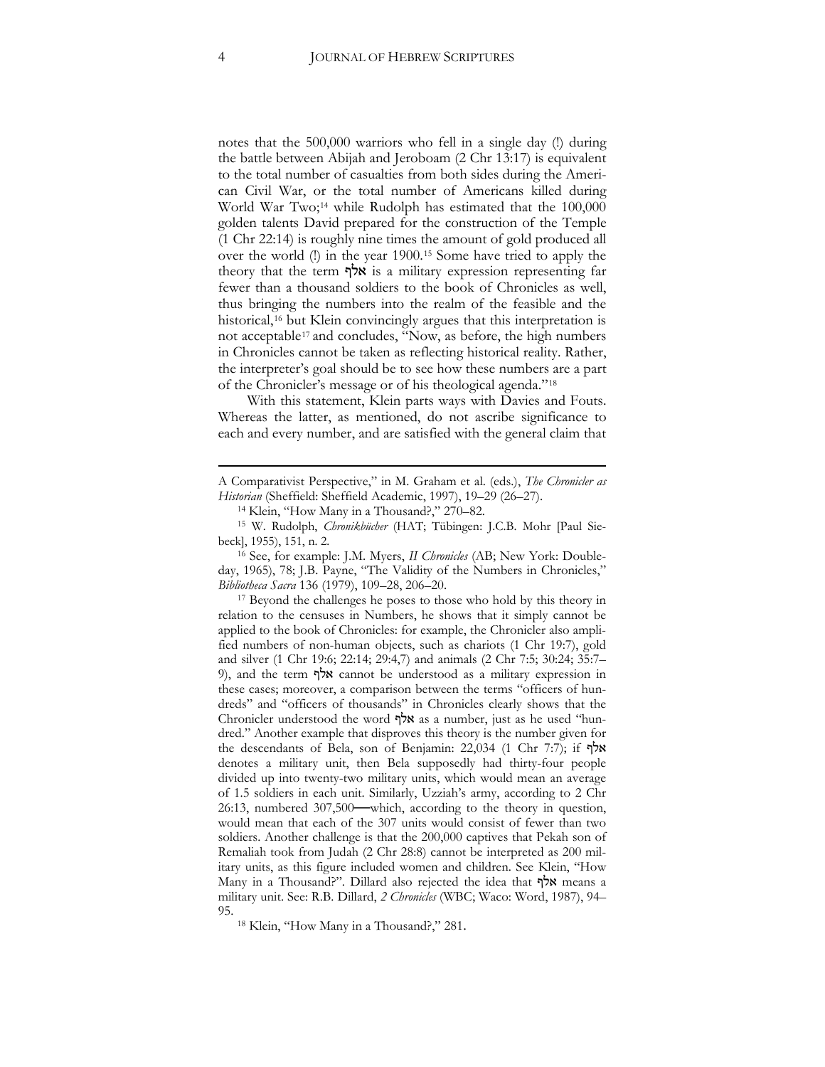notes that the 500,000 warriors who fell in a single day (!) during the battle between Abijah and Jeroboam (2 Chr 13:17) is equivalent to the total number of casualties from both sides during the American Civil War, or the total number of Americans killed during World War Two;[14] while Rudolph has estimated that the 100,000 golden talents David prepared for the construction of the Temple (1 Chr 22:14) is roughly nine times the amount of gold produced all over the world (!) in the year 1900.[15] Some have tried to apply the theory that the term אלף is a military expression representing far fewer than a thousand soldiers to the book of Chronicles as well, thus bringing the numbers into the realm of the feasible and the historical,[16] but Klein convincingly argues that this interpretation is not acceptable[17] and concludes, "Now, as before, the high numbers in Chronicles cannot be taken as reflecting historical reality. Rather, the interpreter's goal should be to see how these numbers are a part of the Chronicler's message or of his theological agenda."[18]

With this statement, Klein parts ways with Davies and Fouts. Whereas the latter, as mentioned, do not ascribe significance to each and every number, and are satisfied with the general claim that

---

A Comparativist Perspective," in M. Graham et al. (eds.), *The Chronicler as Historian* (Sheffield: Sheffield Academic, 1997), 19–29 (26–27).

[14] Klein, "How Many in a Thousand?," 270–82.

[15] W. Rudolph, *Chronikbücher* (HAT; Tübingen: J.C.B. Mohr [Paul Siebeck], 1955), 151, n. 2.

[16] See, for example: J.M. Myers, *II Chronicles* (AB; New York: Doubleday, 1965), 78; J.B. Payne, "The Validity of the Numbers in Chronicles," *Bibliotheca Sacra* 136 (1979), 109–28, 206–20.

[17] Beyond the challenges he poses to those who hold by this theory in relation to the censuses in Numbers, he shows that it simply cannot be applied to the book of Chronicles: for example, the Chronicler also amplified numbers of non-human objects, such as chariots (1 Chr 19:7), gold and silver (1 Chr 19:6; 22:14; 29:4,7) and animals (2 Chr 7:5; 30:24; 35:7–9), and the term אלף cannot be understood as a military expression in these cases; moreover, a comparison between the terms "officers of hundreds" and "officers of thousands" in Chronicles clearly shows that the Chronicler understood the word אלף as a number, just as he used "hundred." Another example that disproves this theory is the number given for the descendants of Bela, son of Benjamin: 22,034 (1 Chr 7:7); if אלף denotes a military unit, then Bela supposedly had thirty-four people divided up into twenty-two military units, which would mean an average of 1.5 soldiers in each unit. Similarly, Uzziah's army, according to 2 Chr 26:13, numbered 307,500—which, according to the theory in question, would mean that each of the 307 units would consist of fewer than two soldiers. Another challenge is that the 200,000 captives that Pekah son of Remaliah took from Judah (2 Chr 28:8) cannot be interpreted as 200 military units, as this figure included women and children. See Klein, "How Many in a Thousand?". Dillard also rejected the idea that אלף means a military unit. See: R.B. Dillard, *2 Chronicles* (WBC; Waco: Word, 1987), 94–95.

[18] Klein, "How Many in a Thousand?," 281.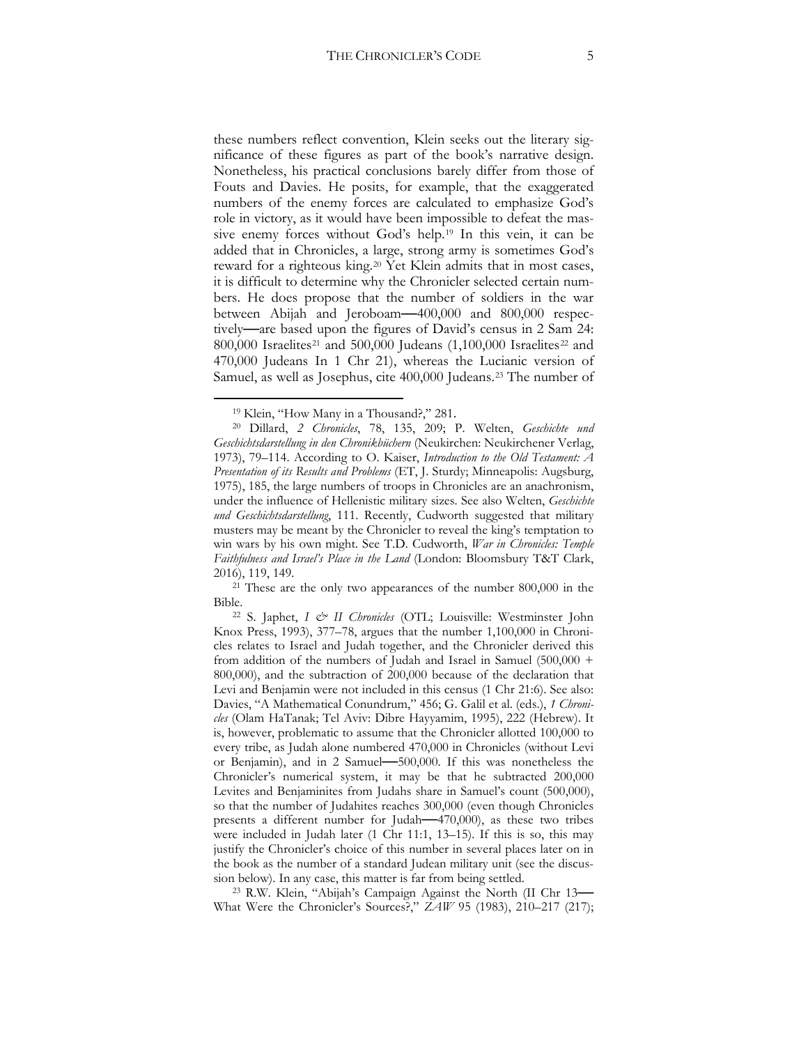these numbers reflect convention, Klein seeks out the literary significance of these figures as part of the book's narrative design. Nonetheless, his practical conclusions barely differ from those of Fouts and Davies. He posits, for example, that the exaggerated numbers of the enemy forces are calculated to emphasize God's role in victory, as it would have been impossible to defeat the massive enemy forces without God's help.[19] In this vein, it can be added that in Chronicles, a large, strong army is sometimes God's reward for a righteous king.[20] Yet Klein admits that in most cases, it is difficult to determine why the Chronicler selected certain numbers. He does propose that the number of soldiers in the war between Abijah and Jeroboam—400,000 and 800,000 respectively—are based upon the figures of David's census in 2 Sam 24: 800,000 Israelites[21] and 500,000 Judeans (1,100,000 Israelites[22] and 470,000 Judeans In 1 Chr 21), whereas the Lucianic version of Samuel, as well as Josephus, cite 400,000 Judeans.[23] The number of

---

[19] Klein, "How Many in a Thousand?," 281.

[20] Dillard, *2 Chronicles*, 78, 135, 209; P. Welten, *Geschichte und Geschichtsdarstellung in den Chronikbüchern* (Neukirchen: Neukirchener Verlag, 1973), 79–114. According to O. Kaiser, *Introduction to the Old Testament: A Presentation of its Results and Problems* (ET, J. Sturdy; Minneapolis: Augsburg, 1975), 185, the large numbers of troops in Chronicles are an anachronism, under the influence of Hellenistic military sizes. See also Welten, *Geschichte und Geschichtsdarstellung*, 111. Recently, Cudworth suggested that military musters may be meant by the Chronicler to reveal the king's temptation to win wars by his own might. See T.D. Cudworth, *War in Chronicles: Temple Faithfulness and Israel's Place in the Land* (London: Bloomsbury T&T Clark, 2016), 119, 149.

[21] These are the only two appearances of the number 800,000 in the Bible.

[22] S. Japhet, *I & II Chronicles* (OTL; Louisville: Westminster John Knox Press, 1993), 377–78, argues that the number 1,100,000 in Chronicles relates to Israel and Judah together, and the Chronicler derived this from addition of the numbers of Judah and Israel in Samuel (500,000 + 800,000), and the subtraction of 200,000 because of the declaration that Levi and Benjamin were not included in this census (1 Chr 21:6). See also: Davies, "A Mathematical Conundrum," 456; G. Galil et al. (eds.), *1 Chronicles* (Olam HaTanak; Tel Aviv: Dibre Hayyamim, 1995), 222 (Hebrew). It is, however, problematic to assume that the Chronicler allotted 100,000 to every tribe, as Judah alone numbered 470,000 in Chronicles (without Levi or Benjamin), and in 2 Samuel—500,000. If this was nonetheless the Chronicler's numerical system, it may be that he subtracted 200,000 Levites and Benjaminites from Judahs share in Samuel's count (500,000), so that the number of Judahites reaches 300,000 (even though Chronicles presents a different number for Judah—470,000), as these two tribes were included in Judah later (1 Chr 11:1, 13–15). If this is so, this may justify the Chronicler's choice of this number in several places later on in the book as the number of a standard Judean military unit (see the discussion below). In any case, this matter is far from being settled.

[23] R.W. Klein, "Abijah's Campaign Against the North (II Chr 13—What Were the Chronicler's Sources?," *ZAW* 95 (1983), 210–217 (217);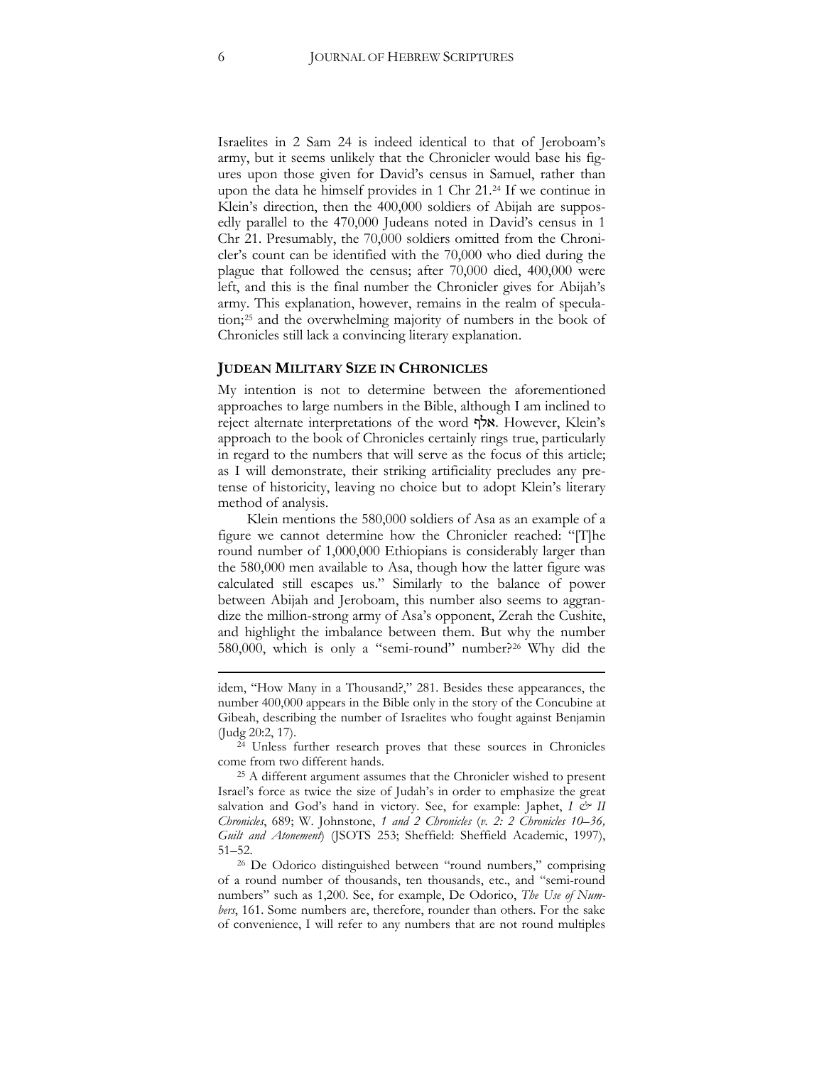Israelites in 2 Sam 24 is indeed identical to that of Jeroboam's army, but it seems unlikely that the Chronicler would base his figures upon those given for David's census in Samuel, rather than upon the data he himself provides in 1 Chr 21.[24] If we continue in Klein's direction, then the 400,000 soldiers of Abijah are supposedly parallel to the 470,000 Judeans noted in David's census in 1 Chr 21. Presumably, the 70,000 soldiers omitted from the Chronicler's count can be identified with the 70,000 who died during the plague that followed the census; after 70,000 died, 400,000 were left, and this is the final number the Chronicler gives for Abijah's army. This explanation, however, remains in the realm of speculation;[25] and the overwhelming majority of numbers in the book of Chronicles still lack a convincing literary explanation.

## JUDEAN MILITARY SIZE IN CHRONICLES

My intention is not to determine between the aforementioned approaches to large numbers in the Bible, although I am inclined to reject alternate interpretations of the word אלף. However, Klein's approach to the book of Chronicles certainly rings true, particularly in regard to the numbers that will serve as the focus of this article; as I will demonstrate, their striking artificiality precludes any pretense of historicity, leaving no choice but to adopt Klein's literary method of analysis.

Klein mentions the 580,000 soldiers of Asa as an example of a figure we cannot determine how the Chronicler reached: "[T]he round number of 1,000,000 Ethiopians is considerably larger than the 580,000 men available to Asa, though how the latter figure was calculated still escapes us." Similarly to the balance of power between Abijah and Jeroboam, this number also seems to aggrandize the million-strong army of Asa's opponent, Zerah the Cushite, and highlight the imbalance between them. But why the number 580,000, which is only a "semi-round" number?[26] Why did the

---

idem, "How Many in a Thousand?," 281. Besides these appearances, the number 400,000 appears in the Bible only in the story of the Concubine at Gibeah, describing the number of Israelites who fought against Benjamin (Judg 20:2, 17).

[24] Unless further research proves that these sources in Chronicles come from two different hands.

[25] A different argument assumes that the Chronicler wished to present Israel's force as twice the size of Judah's in order to emphasize the great salvation and God's hand in victory. See, for example: Japhet, *I & II Chronicles*, 689; W. Johnstone, *1 and 2 Chronicles* (*v. 2: 2 Chronicles 10–36, Guilt and Atonement*) (JSOTS 253; Sheffield: Sheffield Academic, 1997), 51–52.

[26] De Odorico distinguished between "round numbers," comprising of a round number of thousands, ten thousands, etc., and "semi-round numbers" such as 1,200. See, for example, De Odorico, *The Use of Numbers*, 161. Some numbers are, therefore, rounder than others. For the sake of convenience, I will refer to any numbers that are not round multiples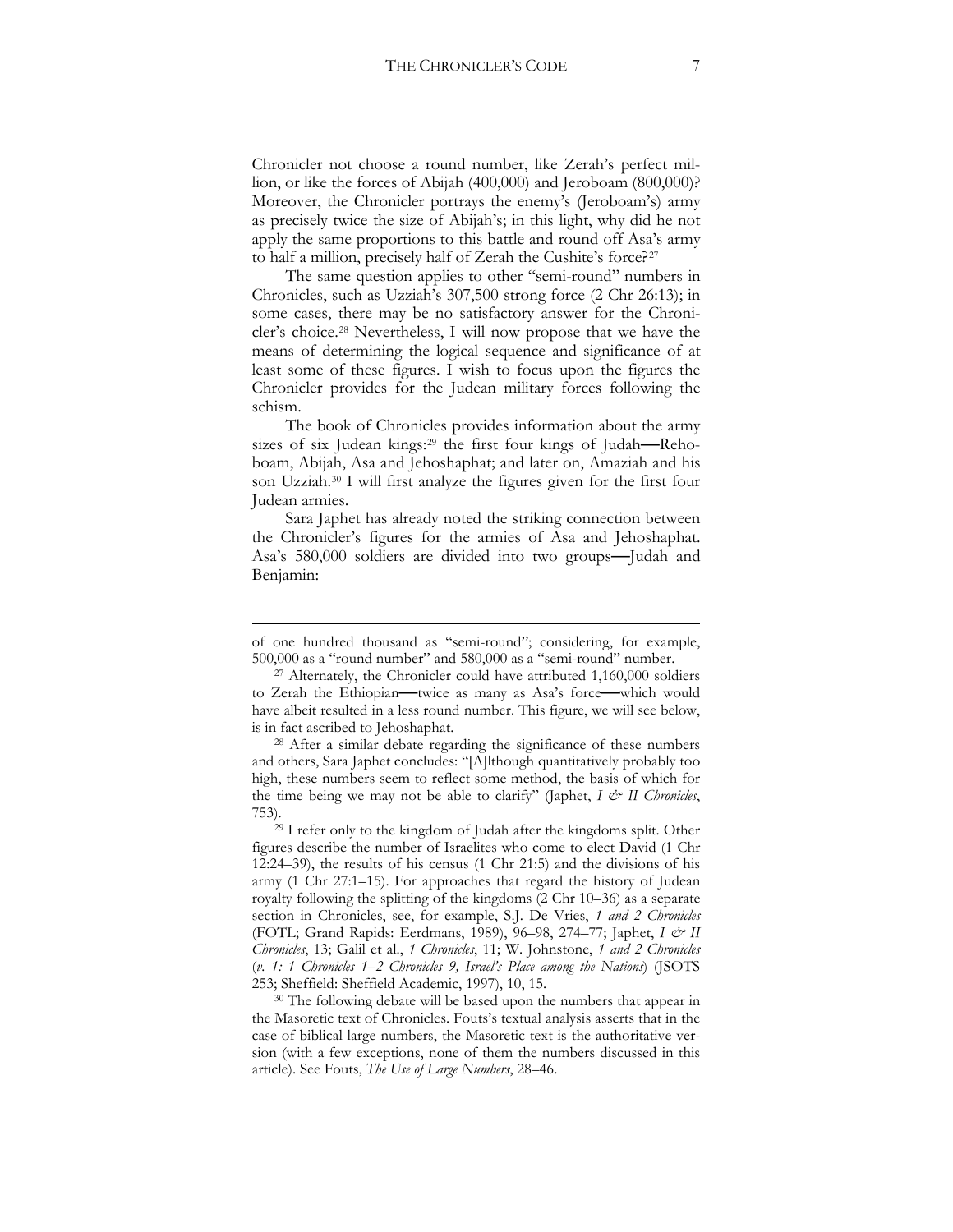Chronicler not choose a round number, like Zerah's perfect million, or like the forces of Abijah (400,000) and Jeroboam (800,000)? Moreover, the Chronicler portrays the enemy's (Jeroboam's) army as precisely twice the size of Abijah's; in this light, why did he not apply the same proportions to this battle and round off Asa's army to half a million, precisely half of Zerah the Cushite's force?[27]

The same question applies to other "semi-round" numbers in Chronicles, such as Uzziah's 307,500 strong force (2 Chr 26:13); in some cases, there may be no satisfactory answer for the Chronicler's choice.[28] Nevertheless, I will now propose that we have the means of determining the logical sequence and significance of at least some of these figures. I wish to focus upon the figures the Chronicler provides for the Judean military forces following the schism.

The book of Chronicles provides information about the army sizes of six Judean kings:[29] the first four kings of Judah—Rehoboam, Abijah, Asa and Jehoshaphat; and later on, Amaziah and his son Uzziah.[30] I will first analyze the figures given for the first four Judean armies.

Sara Japhet has already noted the striking connection between the Chronicler's figures for the armies of Asa and Jehoshaphat. Asa's 580,000 soldiers are divided into two groups—Judah and Benjamin:

---

of one hundred thousand as "semi-round"; considering, for example, 500,000 as a "round number" and 580,000 as a "semi-round" number.

[27] Alternately, the Chronicler could have attributed 1,160,000 soldiers to Zerah the Ethiopian—twice as many as Asa's force—which would have albeit resulted in a less round number. This figure, we will see below, is in fact ascribed to Jehoshaphat.

[28] After a similar debate regarding the significance of these numbers and others, Sara Japhet concludes: "[A]lthough quantitatively probably too high, these numbers seem to reflect some method, the basis of which for the time being we may not be able to clarify" (Japhet, *I & II Chronicles*, 753).

[29] I refer only to the kingdom of Judah after the kingdoms split. Other figures describe the number of Israelites who come to elect David (1 Chr 12:24–39), the results of his census (1 Chr 21:5) and the divisions of his army (1 Chr 27:1–15). For approaches that regard the history of Judean royalty following the splitting of the kingdoms (2 Chr 10–36) as a separate section in Chronicles, see, for example, S.J. De Vries, *1 and 2 Chronicles* (FOTL; Grand Rapids: Eerdmans, 1989), 96–98, 274–77; Japhet, *I & II Chronicles*, 13; Galil et al., *1 Chronicles*, 11; W. Johnstone, *1 and 2 Chronicles* (*v. 1: 1 Chronicles 1–2 Chronicles 9, Israel's Place among the Nations*) (JSOTS 253; Sheffield: Sheffield Academic, 1997), 10, 15.

[30] The following debate will be based upon the numbers that appear in the Masoretic text of Chronicles. Fouts's textual analysis asserts that in the case of biblical large numbers, the Masoretic text is the authoritative version (with a few exceptions, none of them the numbers discussed in this article). See Fouts, *The Use of Large Numbers*, 28–46.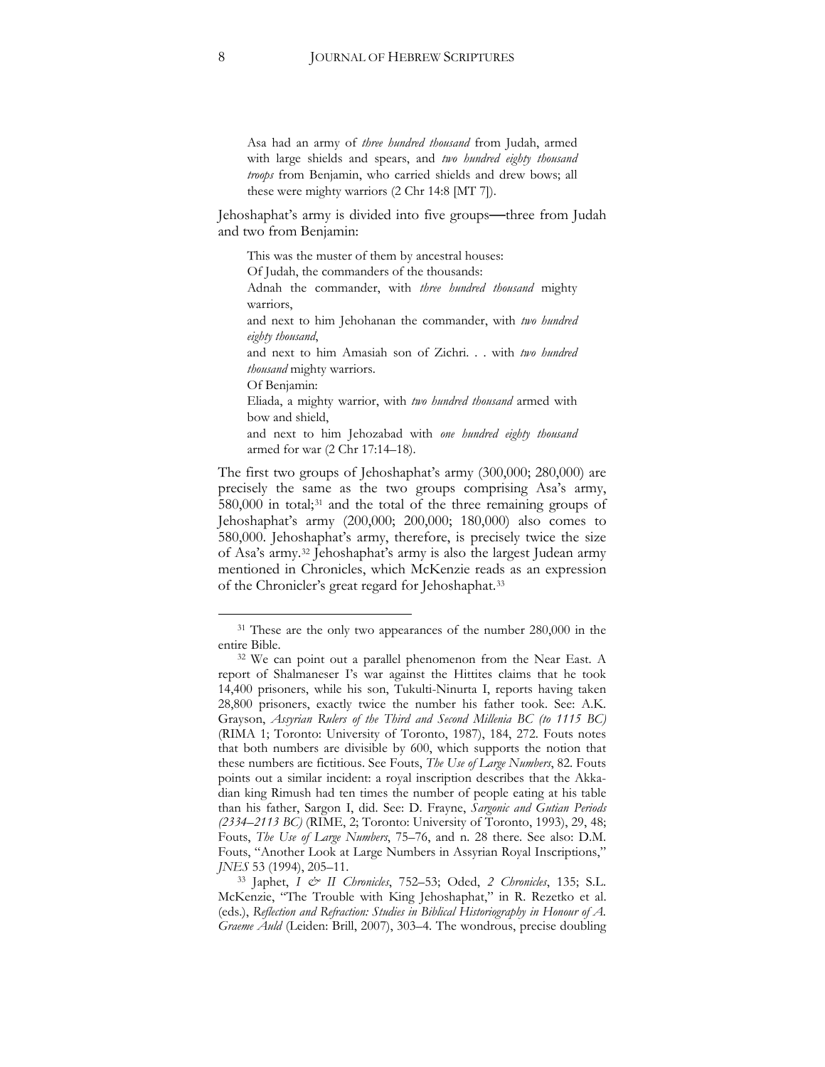> Asa had an army of *three hundred thousand* from Judah, armed with large shields and spears, and *two hundred eighty thousand troops* from Benjamin, who carried shields and drew bows; all these were mighty warriors (2 Chr 14:8 [MT 7]).

Jehoshaphat's army is divided into five groups—three from Judah and two from Benjamin:

> This was the muster of them by ancestral houses:
> Of Judah, the commanders of the thousands:
> Adnah the commander, with *three hundred thousand* mighty warriors,
> and next to him Jehohanan the commander, with *two hundred eighty thousand*,
> and next to him Amasiah son of Zichri. . . with *two hundred thousand* mighty warriors.
> Of Benjamin:
> Eliada, a mighty warrior, with *two hundred thousand* armed with bow and shield,
> and next to him Jehozabad with *one hundred eighty thousand* armed for war (2 Chr 17:14–18).

The first two groups of Jehoshaphat's army (300,000; 280,000) are precisely the same as the two groups comprising Asa's army, 580,000 in total;[31] and the total of the three remaining groups of Jehoshaphat's army (200,000; 200,000; 180,000) also comes to 580,000. Jehoshaphat's army, therefore, is precisely twice the size of Asa's army.[32] Jehoshaphat's army is also the largest Judean army mentioned in Chronicles, which McKenzie reads as an expression of the Chronicler's great regard for Jehoshaphat.[33]

---

[31] These are the only two appearances of the number 280,000 in the entire Bible.

[32] We can point out a parallel phenomenon from the Near East. A report of Shalmaneser I's war against the Hittites claims that he took 14,400 prisoners, while his son, Tukulti-Ninurta I, reports having taken 28,800 prisoners, exactly twice the number his father took. See: A.K. Grayson, *Assyrian Rulers of the Third and Second Millenia BC (to 1115 BC)* (RIMA 1; Toronto: University of Toronto, 1987), 184, 272. Fouts notes that both numbers are divisible by 600, which supports the notion that these numbers are fictitious. See Fouts, *The Use of Large Numbers*, 82. Fouts points out a similar incident: a royal inscription describes that the Akkadian king Rimush had ten times the number of people eating at his table than his father, Sargon I, did. See: D. Frayne, *Sargonic and Gutian Periods (2334–2113 BC)* (RIME, 2; Toronto: University of Toronto, 1993), 29, 48; Fouts, *The Use of Large Numbers*, 75–76, and n. 28 there. See also: D.M. Fouts, "Another Look at Large Numbers in Assyrian Royal Inscriptions," *JNES* 53 (1994), 205–11.

[33] Japhet, *I & II Chronicles*, 752–53; Oded, *2 Chronicles*, 135; S.L. McKenzie, "The Trouble with King Jehoshaphat," in R. Rezetko et al. (eds.), *Reflection and Refraction: Studies in Biblical Historiography in Honour of A. Graeme Auld* (Leiden: Brill, 2007), 303–4. The wondrous, precise doubling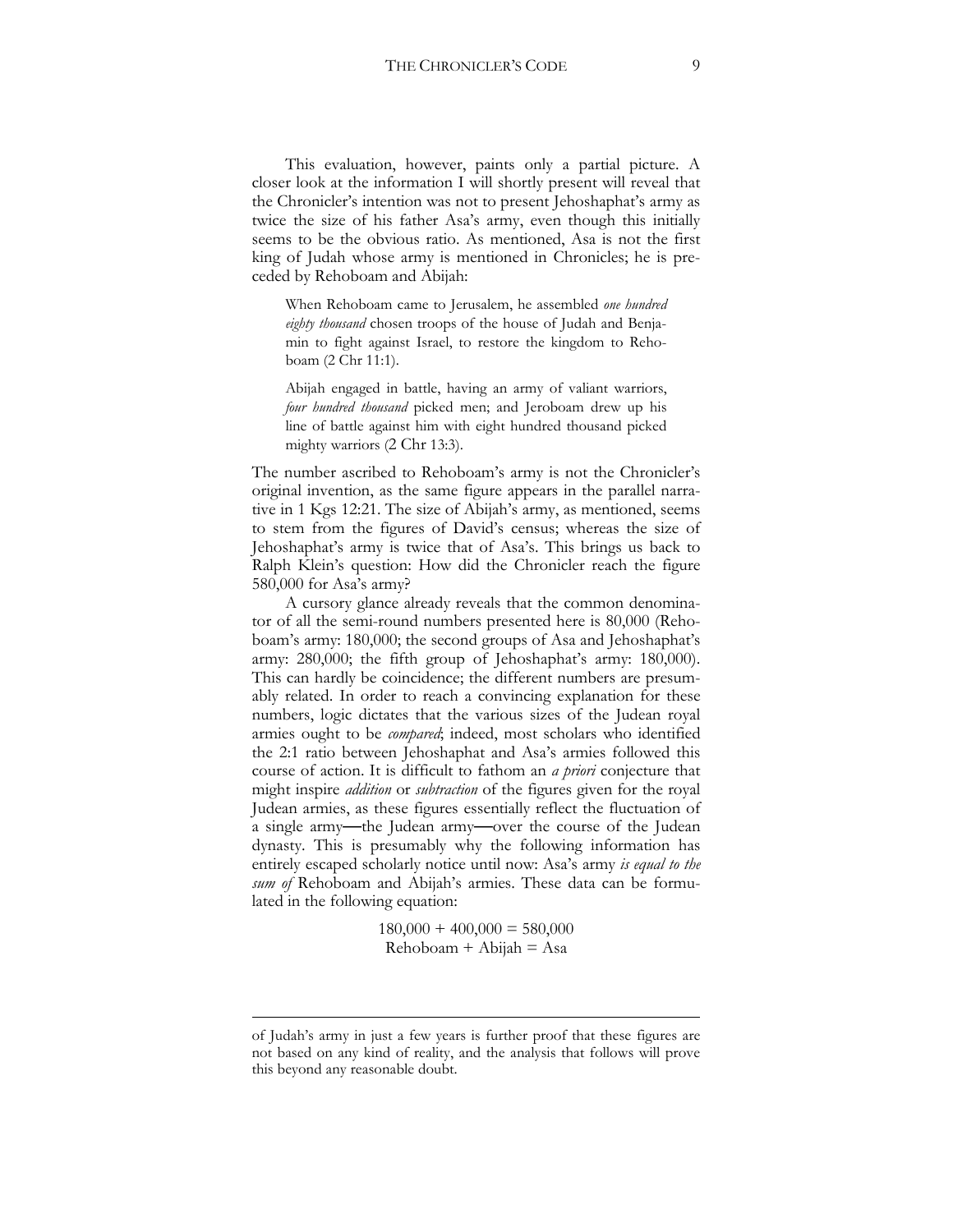This evaluation, however, paints only a partial picture. A closer look at the information I will shortly present will reveal that the Chronicler's intention was not to present Jehoshaphat's army as twice the size of his father Asa's army, even though this initially seems to be the obvious ratio. As mentioned, Asa is not the first king of Judah whose army is mentioned in Chronicles; he is preceded by Rehoboam and Abijah:

> When Rehoboam came to Jerusalem, he assembled *one hundred eighty thousand* chosen troops of the house of Judah and Benjamin to fight against Israel, to restore the kingdom to Rehoboam (2 Chr 11:1).

> Abijah engaged in battle, having an army of valiant warriors, *four hundred thousand* picked men; and Jeroboam drew up his line of battle against him with eight hundred thousand picked mighty warriors (2 Chr 13:3).

The number ascribed to Rehoboam's army is not the Chronicler's original invention, as the same figure appears in the parallel narrative in 1 Kgs 12:21. The size of Abijah's army, as mentioned, seems to stem from the figures of David's census; whereas the size of Jehoshaphat's army is twice that of Asa's. This brings us back to Ralph Klein's question: How did the Chronicler reach the figure 580,000 for Asa's army?

A cursory glance already reveals that the common denominator of all the semi-round numbers presented here is 80,000 (Rehoboam's army: 180,000; the second groups of Asa and Jehoshaphat's army: 280,000; the fifth group of Jehoshaphat's army: 180,000). This can hardly be coincidence; the different numbers are presumably related. In order to reach a convincing explanation for these numbers, logic dictates that the various sizes of the Judean royal armies ought to be *compared*; indeed, most scholars who identified the 2:1 ratio between Jehoshaphat and Asa's armies followed this course of action. It is difficult to fathom an *a priori* conjecture that might inspire *addition* or *subtraction* of the figures given for the royal Judean armies, as these figures essentially reflect the fluctuation of a single army—the Judean army—over the course of the Judean dynasty. This is presumably why the following information has entirely escaped scholarly notice until now: Asa's army *is equal to the sum of* Rehoboam and Abijah's armies. These data can be formulated in the following equation:

$$180{,}000 + 400{,}000 = 580{,}000$$
$$\text{Rehoboam} + \text{Abijah} = \text{Asa}$$

---

of Judah's army in just a few years is further proof that these figures are not based on any kind of reality, and the analysis that follows will prove this beyond any reasonable doubt.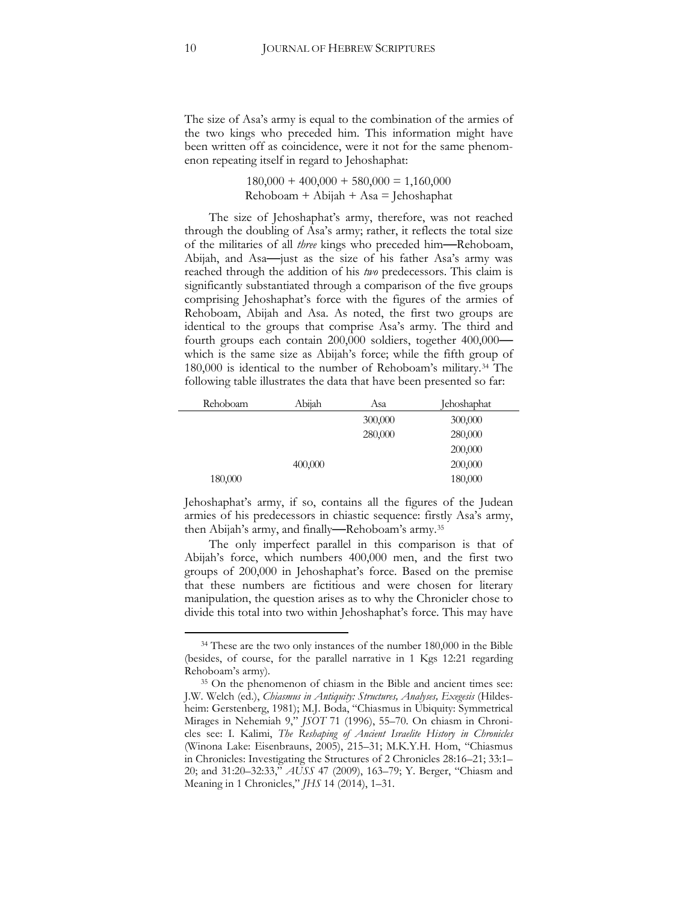The size of Asa's army is equal to the combination of the armies of the two kings who preceded him. This information might have been written off as coincidence, were it not for the same phenomenon repeating itself in regard to Jehoshaphat:

$$180{,}000 + 400{,}000 + 580{,}000 = 1{,}160{,}000$$
$$\text{Rehoboam} + \text{Abijah} + \text{Asa} = \text{Jehoshaphat}$$

The size of Jehoshaphat's army, therefore, was not reached through the doubling of Asa's army; rather, it reflects the total size of the militaries of all *three* kings who preceded him—Rehoboam, Abijah, and Asa—just as the size of his father Asa's army was reached through the addition of his *two* predecessors. This claim is significantly substantiated through a comparison of the five groups comprising Jehoshaphat's force with the figures of the armies of Rehoboam, Abijah and Asa. As noted, the first two groups are identical to the groups that comprise Asa's army. The third and fourth groups each contain 200,000 soldiers, together 400,000—which is the same size as Abijah's force; while the fifth group of 180,000 is identical to the number of Rehoboam's military.[34] The following table illustrates the data that have been presented so far:

| Rehoboam | Abijah | Asa | Jehoshaphat |
|---|---|---|---|
| | | 300,000 | 300,000 |
| | | 280,000 | 280,000 |
| | | | 200,000 |
| | 400,000 | | 200,000 |
| 180,000 | | | 180,000 |

Jehoshaphat's army, if so, contains all the figures of the Judean armies of his predecessors in chiastic sequence: firstly Asa's army, then Abijah's army, and finally—Rehoboam's army.[35]

The only imperfect parallel in this comparison is that of Abijah's force, which numbers 400,000 men, and the first two groups of 200,000 in Jehoshaphat's force. Based on the premise that these numbers are fictitious and were chosen for literary manipulation, the question arises as to why the Chronicler chose to divide this total into two within Jehoshaphat's force. This may have

---

[34] These are the two only instances of the number 180,000 in the Bible (besides, of course, for the parallel narrative in 1 Kgs 12:21 regarding Rehoboam's army).

[35] On the phenomenon of chiasm in the Bible and ancient times see: J.W. Welch (ed.), *Chiasmus in Antiquity: Structures, Analyses, Exegesis* (Hildesheim: Gerstenberg, 1981); M.J. Boda, "Chiasmus in Ubiquity: Symmetrical Mirages in Nehemiah 9," *JSOT* 71 (1996), 55–70. On chiasm in Chronicles see: I. Kalimi, *The Reshaping of Ancient Israelite History in Chronicles* (Winona Lake: Eisenbrauns, 2005), 215–31; M.K.Y.H. Hom, "Chiasmus in Chronicles: Investigating the Structures of 2 Chronicles 28:16–21; 33:1–20; and 31:20–32:33," *AUSS* 47 (2009), 163–79; Y. Berger, "Chiasm and Meaning in 1 Chronicles," *JHS* 14 (2014), 1–31.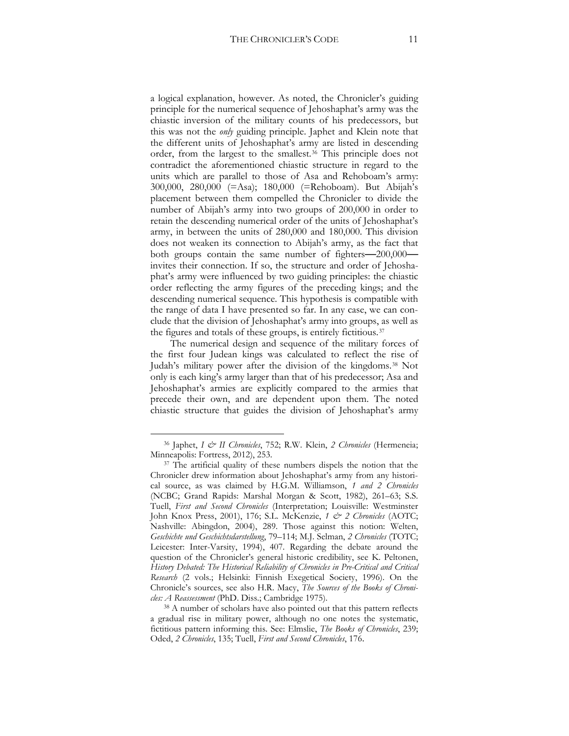a logical explanation, however. As noted, the Chronicler's guiding principle for the numerical sequence of Jehoshaphat's army was the chiastic inversion of the military counts of his predecessors, but this was not the *only* guiding principle. Japhet and Klein note that the different units of Jehoshaphat's army are listed in descending order, from the largest to the smallest.[36] This principle does not contradict the aforementioned chiastic structure in regard to the units which are parallel to those of Asa and Rehoboam's army: 300,000, 280,000 (=Asa); 180,000 (=Rehoboam). But Abijah's placement between them compelled the Chronicler to divide the number of Abijah's army into two groups of 200,000 in order to retain the descending numerical order of the units of Jehoshaphat's army, in between the units of 280,000 and 180,000. This division does not weaken its connection to Abijah's army, as the fact that both groups contain the same number of fighters—200,000—invites their connection. If so, the structure and order of Jehoshaphat's army were influenced by two guiding principles: the chiastic order reflecting the army figures of the preceding kings; and the descending numerical sequence. This hypothesis is compatible with the range of data I have presented so far. In any case, we can conclude that the division of Jehoshaphat's army into groups, as well as the figures and totals of these groups, is entirely fictitious.[37]

The numerical design and sequence of the military forces of the first four Judean kings was calculated to reflect the rise of Judah's military power after the division of the kingdoms.[38] Not only is each king's army larger than that of his predecessor; Asa and Jehoshaphat's armies are explicitly compared to the armies that precede their own, and are dependent upon them. The noted chiastic structure that guides the division of Jehoshaphat's army

---

[36] Japhet, *I & II Chronicles*, 752; R.W. Klein, *2 Chronicles* (Hermeneia; Minneapolis: Fortress, 2012), 253.

[37] The artificial quality of these numbers dispels the notion that the Chronicler drew information about Jehoshaphat's army from any historical source, as was claimed by H.G.M. Williamson, *1 and 2 Chronicles* (NCBC; Grand Rapids: Marshal Morgan & Scott, 1982), 261–63; S.S. Tuell, *First and Second Chronicles* (Interpretation; Louisville: Westminster John Knox Press, 2001), 176; S.L. McKenzie, *1 & 2 Chronicles* (AOTC; Nashville: Abingdon, 2004), 289. Those against this notion: Welten, *Geschichte und Geschichtsdarstellung*, 79–114; M.J. Selman, *2 Chronicles* (TOTC; Leicester: Inter-Varsity, 1994), 407. Regarding the debate around the question of the Chronicler's general historic credibility, see K. Peltonen, *History Debated: The Historical Reliability of Chronicles in Pre-Critical and Critical Research* (2 vols.; Helsinki: Finnish Exegetical Society, 1996). On the Chronicle's sources, see also H.R. Macy, *The Sources of the Books of Chronicles: A Reassessment* (PhD. Diss.; Cambridge 1975).

[38] A number of scholars have also pointed out that this pattern reflects a gradual rise in military power, although no one notes the systematic, fictitious pattern informing this. See: Elmslie, *The Books of Chronicles*, 239; Oded, *2 Chronicles*, 135; Tuell, *First and Second Chronicles*, 176.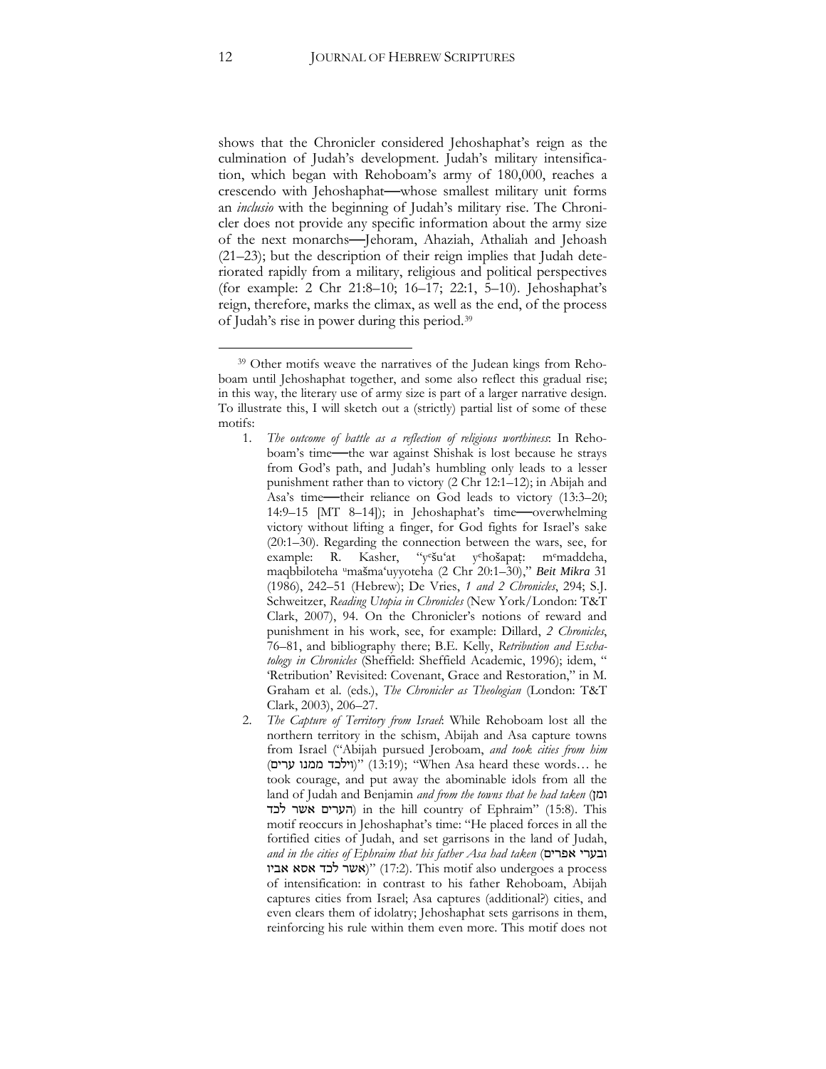shows that the Chronicler considered Jehoshaphat's reign as the culmination of Judah's development. Judah's military intensification, which began with Rehoboam's army of 180,000, reaches a crescendo with Jehoshaphat—whose smallest military unit forms an *inclusio* with the beginning of Judah's military rise. The Chronicler does not provide any specific information about the army size of the next monarchs—Jehoram, Ahaziah, Athaliah and Jehoash (21–23); but the description of their reign implies that Judah deteriorated rapidly from a military, religious and political perspectives (for example: 2 Chr 21:8–10; 16–17; 22:1, 5–10). Jehoshaphat's reign, therefore, marks the climax, as well as the end, of the process of Judah's rise in power during this period.[39]

---

[39] Other motifs weave the narratives of the Judean kings from Rehoboam until Jehoshaphat together, and some also reflect this gradual rise; in this way, the literary use of army size is part of a larger narrative design. To illustrate this, I will sketch out a (strictly) partial list of some of these motifs:

1. *The outcome of battle as a reflection of religious worthiness*: In Rehoboam's time—the war against Shishak is lost because he strays from God's path, and Judah's humbling only leads to a lesser punishment rather than to victory (2 Chr 12:1–12); in Abijah and Asa's time—their reliance on God leads to victory (13:3–20; 14:9–15 [MT 8–14]); in Jehoshaphat's time—overwhelming victory without lifting a finger, for God fights for Israel's sake (20:1–30). Regarding the connection between the wars, see, for example: R. Kasher, "yᵉšuʿat yᵉhošapaṭ: mᵉmaddeha, maqbbiloteha ᵘmašmaʿuyyoteha (2 Chr 20:1–30)," *Beit Mikra* 31 (1986), 242–51 (Hebrew); De Vries, *1 and 2 Chronicles*, 294; S.J. Schweitzer, *Reading Utopia in Chronicles* (New York/London: T&T Clark, 2007), 94. On the Chronicler's notions of reward and punishment in his work, see, for example: Dillard, *2 Chronicles*, 76–81, and bibliography there; B.E. Kelly, *Retribution and Eschatology in Chronicles* (Sheffield: Sheffield Academic, 1996); idem, "'Retribution' Revisited: Covenant, Grace and Restoration," in M. Graham et al. (eds.), *The Chronicler as Theologian* (London: T&T Clark, 2003), 206–27.
2. *The Capture of Territory from Israel*: While Rehoboam lost all the northern territory in the schism, Abijah and Asa capture towns from Israel ("Abijah pursued Jeroboam, *and took cities from him* (וילכד ממנו ערים)" (13:19); "When Asa heard these words… he took courage, and put away the abominable idols from all the land of Judah and Benjamin *and from the towns that he had taken* (ומן הערים אשר לכד) in the hill country of Ephraim" (15:8). This motif reoccurs in Jehoshaphat's time: "He placed forces in all the fortified cities of Judah, and set garrisons in the land of Judah, *and in the cities of Ephraim that his father Asa had taken* (ובערי אפרים אשר לכד אסא אביו)" (17:2). This motif also undergoes a process of intensification: in contrast to his father Rehoboam, Abijah captures cities from Israel; Asa captures (additional?) cities, and even clears them of idolatry; Jehoshaphat sets garrisons in them, reinforcing his rule within them even more. This motif does not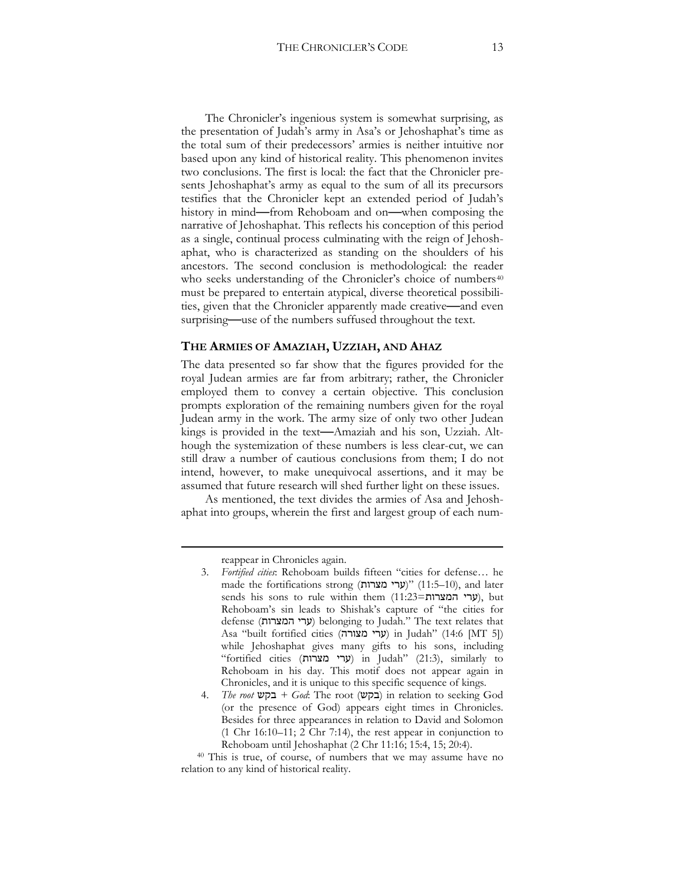The Chronicler's ingenious system is somewhat surprising, as the presentation of Judah's army in Asa's or Jehoshaphat's time as the total sum of their predecessors' armies is neither intuitive nor based upon any kind of historical reality. This phenomenon invites two conclusions. The first is local: the fact that the Chronicler presents Jehoshaphat's army as equal to the sum of all its precursors testifies that the Chronicler kept an extended period of Judah's history in mind—from Rehoboam and on—when composing the narrative of Jehoshaphat. This reflects his conception of this period as a single, continual process culminating with the reign of Jehoshaphat, who is characterized as standing on the shoulders of his ancestors. The second conclusion is methodological: the reader who seeks understanding of the Chronicler's choice of numbers[40] must be prepared to entertain atypical, diverse theoretical possibilities, given that the Chronicler apparently made creative—and even surprising—use of the numbers suffused throughout the text.

## THE ARMIES OF AMAZIAH, UZZIAH, AND AHAZ

The data presented so far show that the figures provided for the royal Judean armies are far from arbitrary; rather, the Chronicler employed them to convey a certain objective. This conclusion prompts exploration of the remaining numbers given for the royal Judean army in the work. The army size of only two other Judean kings is provided in the text—Amaziah and his son, Uzziah. Although the systemization of these numbers is less clear-cut, we can still draw a number of cautious conclusions from them; I do not intend, however, to make unequivocal assertions, and it may be assumed that future research will shed further light on these issues.

As mentioned, the text divides the armies of Asa and Jehoshaphat into groups, wherein the first and largest group of each num-

---

reappear in Chronicles again.

3. *Fortified cities*: Rehoboam builds fifteen "cities for defense… he made the fortifications strong (ערי מצרות)" (11:5–10), and later sends his sons to rule within them (11:23=ערי המצרות), but Rehoboam's sin leads to Shishak's capture of "the cities for defense (ערי המצרות) belonging to Judah." The text relates that Asa "built fortified cities (ערי מצורה) in Judah" (14:6 [MT 5]) while Jehoshaphat gives many gifts to his sons, including "fortified cities (ערי מצרות) in Judah" (21:3), similarly to Rehoboam in his day. This motif does not appear again in Chronicles, and it is unique to this specific sequence of kings.
4. *The root* בקש *+ God*: The root (בקש) in relation to seeking God (or the presence of God) appears eight times in Chronicles. Besides for three appearances in relation to David and Solomon (1 Chr 16:10–11; 2 Chr 7:14), the rest appear in conjunction to Rehoboam until Jehoshaphat (2 Chr 11:16; 15:4, 15; 20:4).

[40] This is true, of course, of numbers that we may assume have no relation to any kind of historical reality.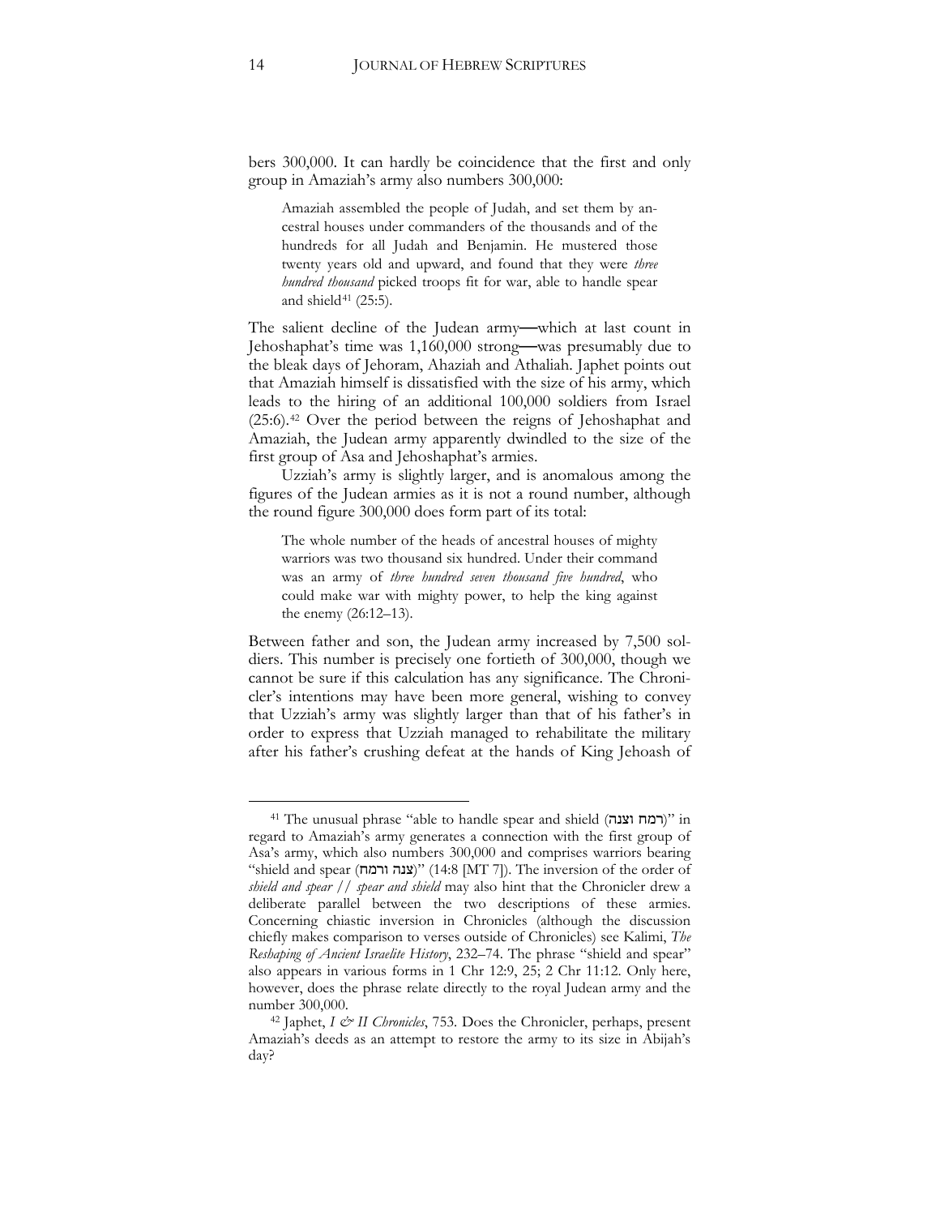bers 300,000. It can hardly be coincidence that the first and only group in Amaziah's army also numbers 300,000:

> Amaziah assembled the people of Judah, and set them by ancestral houses under commanders of the thousands and of the hundreds for all Judah and Benjamin. He mustered those twenty years old and upward, and found that they were *three hundred thousand* picked troops fit for war, able to handle spear and shield[41] (25:5).

The salient decline of the Judean army—which at last count in Jehoshaphat's time was 1,160,000 strong—was presumably due to the bleak days of Jehoram, Ahaziah and Athaliah. Japhet points out that Amaziah himself is dissatisfied with the size of his army, which leads to the hiring of an additional 100,000 soldiers from Israel (25:6).[42] Over the period between the reigns of Jehoshaphat and Amaziah, the Judean army apparently dwindled to the size of the first group of Asa and Jehoshaphat's armies.

Uzziah's army is slightly larger, and is anomalous among the figures of the Judean armies as it is not a round number, although the round figure 300,000 does form part of its total:

> The whole number of the heads of ancestral houses of mighty warriors was two thousand six hundred. Under their command was an army of *three hundred seven thousand five hundred*, who could make war with mighty power, to help the king against the enemy (26:12–13).

Between father and son, the Judean army increased by 7,500 soldiers. This number is precisely one fortieth of 300,000, though we cannot be sure if this calculation has any significance. The Chronicler's intentions may have been more general, wishing to convey that Uzziah's army was slightly larger than that of his father's in order to express that Uzziah managed to rehabilitate the military after his father's crushing defeat at the hands of King Jehoash of

---

[41] The unusual phrase "able to handle spear and shield (רמח וצנה)" in regard to Amaziah's army generates a connection with the first group of Asa's army, which also numbers 300,000 and comprises warriors bearing "shield and spear (צנה ורמח)" (14:8 [MT 7]). The inversion of the order of *shield and spear // spear and shield* may also hint that the Chronicler drew a deliberate parallel between the two descriptions of these armies. Concerning chiastic inversion in Chronicles (although the discussion chiefly makes comparison to verses outside of Chronicles) see Kalimi, *The Reshaping of Ancient Israelite History*, 232–74. The phrase "shield and spear" also appears in various forms in 1 Chr 12:9, 25; 2 Chr 11:12. Only here, however, does the phrase relate directly to the royal Judean army and the number 300,000.

[42] Japhet, *I & II Chronicles*, 753. Does the Chronicler, perhaps, present Amaziah's deeds as an attempt to restore the army to its size in Abijah's day?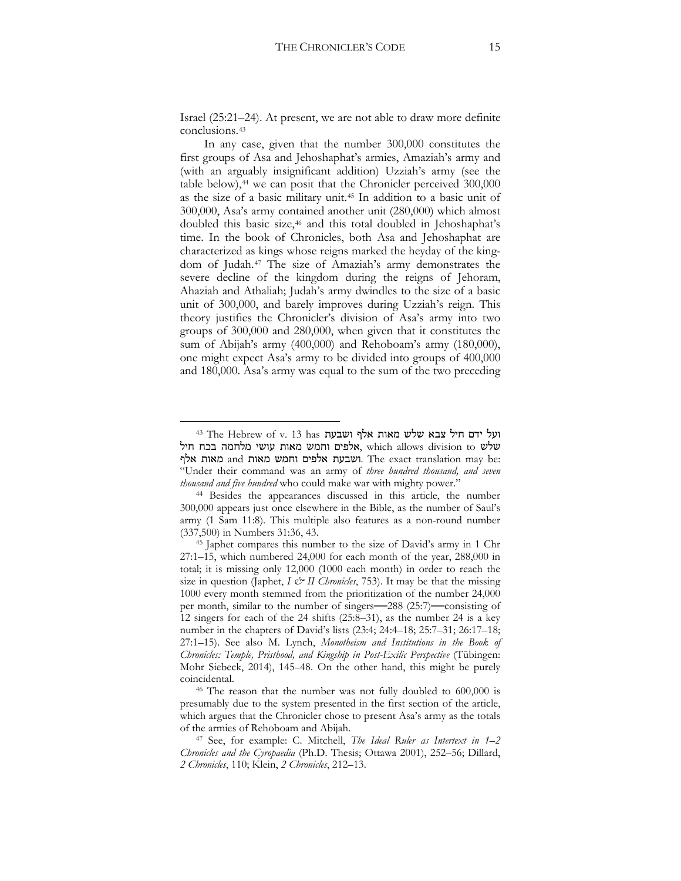Israel (25:21–24). At present, we are not able to draw more definite conclusions.[43]

In any case, given that the number 300,000 constitutes the first groups of Asa and Jehoshaphat's armies, Amaziah's army and (with an arguably insignificant addition) Uzziah's army (see the table below),[44] we can posit that the Chronicler perceived 300,000 as the size of a basic military unit.[45] In addition to a basic unit of 300,000, Asa's army contained another unit (280,000) which almost doubled this basic size,[46] and this total doubled in Jehoshaphat's time. In the book of Chronicles, both Asa and Jehoshaphat are characterized as kings whose reigns marked the heyday of the kingdom of Judah.[47] The size of Amaziah's army demonstrates the severe decline of the kingdom during the reigns of Jehoram, Ahaziah and Athaliah; Judah's army dwindles to the size of a basic unit of 300,000, and barely improves during Uzziah's reign. This theory justifies the Chronicler's division of Asa's army into two groups of 300,000 and 280,000, when given that it constitutes the sum of Abijah's army (400,000) and Rehoboam's army (180,000), one might expect Asa's army to be divided into groups of 400,000 and 180,000. Asa's army was equal to the sum of the two preceding

---

[43] The Hebrew of v. 13 has ועל ידם חיל צבא שלש מאות אלף ושבעת אלפים וחמש מאות עושי מלחמה בכח חיל, which allows division to שלש מאות אלף and ושבעת אלפים וחמש מאות. The exact translation may be: "Under their command was an army of *three hundred thousand, and seven thousand and five hundred* who could make war with mighty power."

[44] Besides the appearances discussed in this article, the number 300,000 appears just once elsewhere in the Bible, as the number of Saul's army (1 Sam 11:8). This multiple also features as a non-round number (337,500) in Numbers 31:36, 43.

[45] Japhet compares this number to the size of David's army in 1 Chr 27:1–15, which numbered 24,000 for each month of the year, 288,000 in total; it is missing only 12,000 (1000 each month) in order to reach the size in question (Japhet, *I & II Chronicles*, 753). It may be that the missing 1000 every month stemmed from the prioritization of the number 24,000 per month, similar to the number of singers—288 (25:7)—consisting of 12 singers for each of the 24 shifts (25:8–31), as the number 24 is a key number in the chapters of David's lists (23:4; 24:4–18; 25:7–31; 26:17–18; 27:1–15). See also M. Lynch, *Monotheism and Institutions in the Book of Chronicles: Temple, Pristhood, and Kingship in Post-Exilic Perspective* (Tübingen: Mohr Siebeck, 2014), 145–48. On the other hand, this might be purely coincidental.

[46] The reason that the number was not fully doubled to 600,000 is presumably due to the system presented in the first section of the article, which argues that the Chronicler chose to present Asa's army as the totals of the armies of Rehoboam and Abijah.

[47] See, for example: C. Mitchell, *The Ideal Ruler as Intertext in 1–2 Chronicles and the Cyropaedia* (Ph.D. Thesis; Ottawa 2001), 252–56; Dillard, *2 Chronicles*, 110; Klein, *2 Chronicles*, 212–13.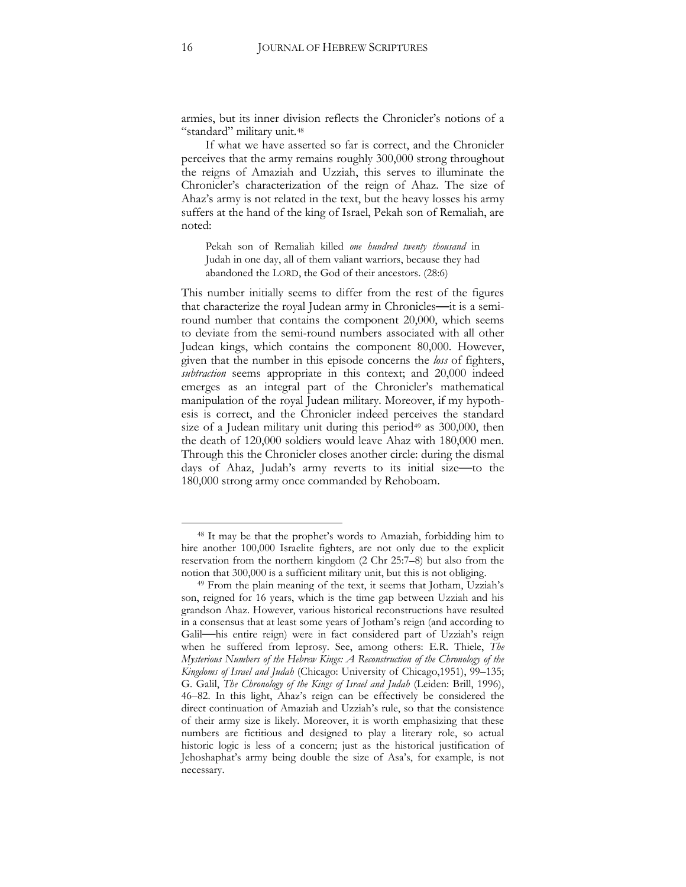armies, but its inner division reflects the Chronicler's notions of a "standard" military unit.[48]

If what we have asserted so far is correct, and the Chronicler perceives that the army remains roughly 300,000 strong throughout the reigns of Amaziah and Uzziah, this serves to illuminate the Chronicler's characterization of the reign of Ahaz. The size of Ahaz's army is not related in the text, but the heavy losses his army suffers at the hand of the king of Israel, Pekah son of Remaliah, are noted:

> Pekah son of Remaliah killed *one hundred twenty thousand* in Judah in one day, all of them valiant warriors, because they had abandoned the LORD, the God of their ancestors. (28:6)

This number initially seems to differ from the rest of the figures that characterize the royal Judean army in Chronicles—it is a semi-round number that contains the component 20,000, which seems to deviate from the semi-round numbers associated with all other Judean kings, which contains the component 80,000. However, given that the number in this episode concerns the *loss* of fighters, *subtraction* seems appropriate in this context; and 20,000 indeed emerges as an integral part of the Chronicler's mathematical manipulation of the royal Judean military. Moreover, if my hypothesis is correct, and the Chronicler indeed perceives the standard size of a Judean military unit during this period[49] as 300,000, then the death of 120,000 soldiers would leave Ahaz with 180,000 men. Through this the Chronicler closes another circle: during the dismal days of Ahaz, Judah's army reverts to its initial size—to the 180,000 strong army once commanded by Rehoboam.

---

[48] It may be that the prophet's words to Amaziah, forbidding him to hire another 100,000 Israelite fighters, are not only due to the explicit reservation from the northern kingdom (2 Chr 25:7–8) but also from the notion that 300,000 is a sufficient military unit, but this is not obliging.

[49] From the plain meaning of the text, it seems that Jotham, Uzziah's son, reigned for 16 years, which is the time gap between Uzziah and his grandson Ahaz. However, various historical reconstructions have resulted in a consensus that at least some years of Jotham's reign (and according to Galil—his entire reign) were in fact considered part of Uzziah's reign when he suffered from leprosy. See, among others: E.R. Thiele, *The Mysterious Numbers of the Hebrew Kings: A Reconstruction of the Chronology of the Kingdoms of Israel and Judah* (Chicago: University of Chicago,1951), 99–135; G. Galil, *The Chronology of the Kings of Israel and Judah* (Leiden: Brill, 1996), 46–82. In this light, Ahaz's reign can be effectively be considered the direct continuation of Amaziah and Uzziah's rule, so that the consistence of their army size is likely. Moreover, it is worth emphasizing that these numbers are fictitious and designed to play a literary role, so actual historic logic is less of a concern; just as the historical justification of Jehoshaphat's army being double the size of Asa's, for example, is not necessary.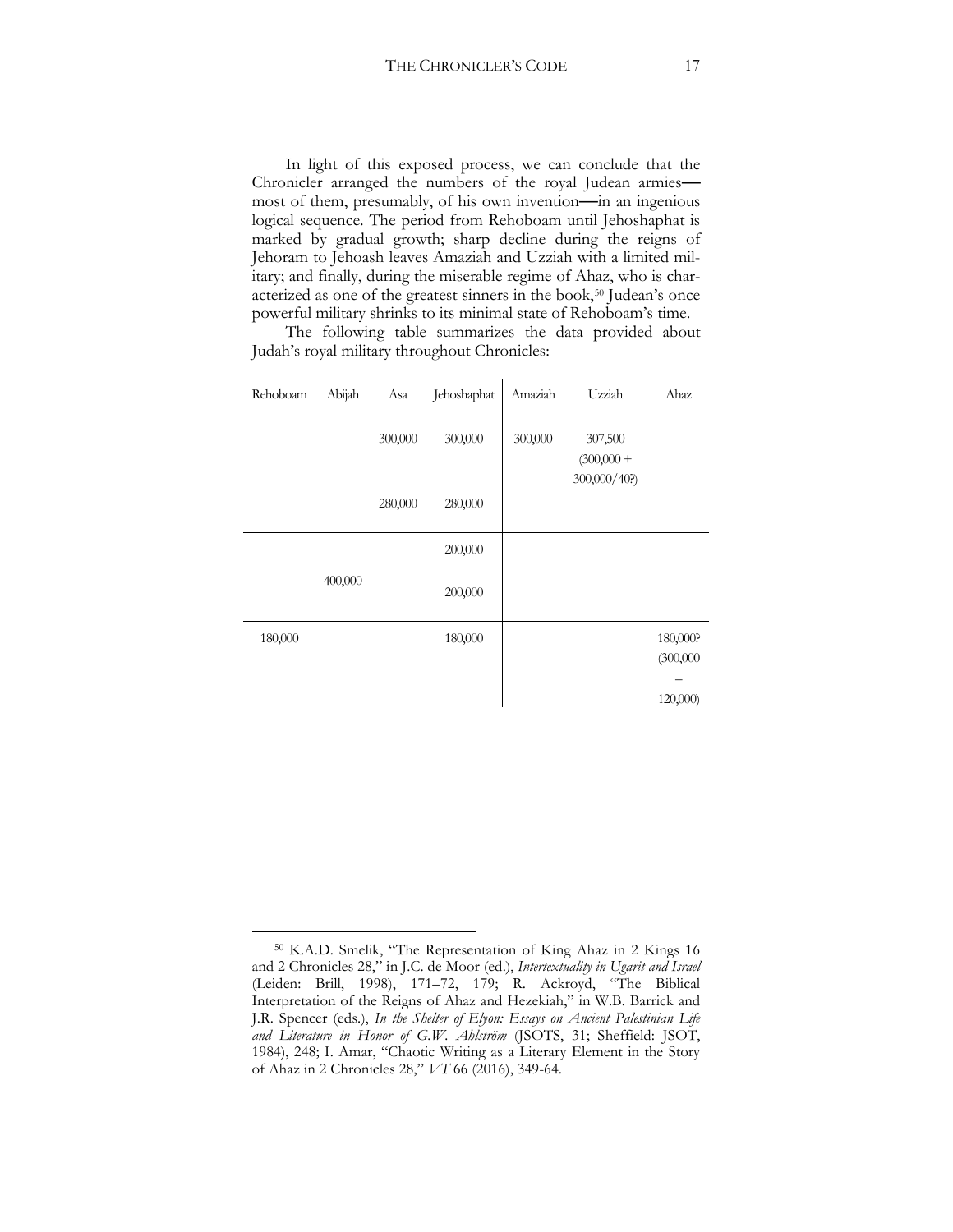In light of this exposed process, we can conclude that the Chronicler arranged the numbers of the royal Judean armies—most of them, presumably, of his own invention—in an ingenious logical sequence. The period from Rehoboam until Jehoshaphat is marked by gradual growth; sharp decline during the reigns of Jehoram to Jehoash leaves Amaziah and Uzziah with a limited military; and finally, during the miserable regime of Ahaz, who is characterized as one of the greatest sinners in the book,[50] Judean's once powerful military shrinks to its minimal state of Rehoboam's time.

The following table summarizes the data provided about Judah's royal military throughout Chronicles:

| Rehoboam | Abijah | Asa | Jehoshaphat | Amaziah | Uzziah | Ahaz |
|---|---|---|---|---|---|---|
| | | 300,000 | 300,000 | 300,000 | 307,500 (300,000 + 300,000/40?) | |
| | | 280,000 | 280,000 | | | |
| | | | 200,000 | | | |
| | 400,000 | | 200,000 | | | |
| 180,000 | | | 180,000 | | | 180,000? (300,000 – 120,000) |

---

[50] K.A.D. Smelik, "The Representation of King Ahaz in 2 Kings 16 and 2 Chronicles 28," in J.C. de Moor (ed.), *Intertextuality in Ugarit and Israel* (Leiden: Brill, 1998), 171–72, 179; R. Ackroyd, "The Biblical Interpretation of the Reigns of Ahaz and Hezekiah," in W.B. Barrick and J.R. Spencer (eds.), *In the Shelter of Elyon: Essays on Ancient Palestinian Life and Literature in Honor of G.W. Ahlström* (JSOTS, 31; Sheffield: JSOT, 1984), 248; I. Amar, "Chaotic Writing as a Literary Element in the Story of Ahaz in 2 Chronicles 28," *VT* 66 (2016), 349-64.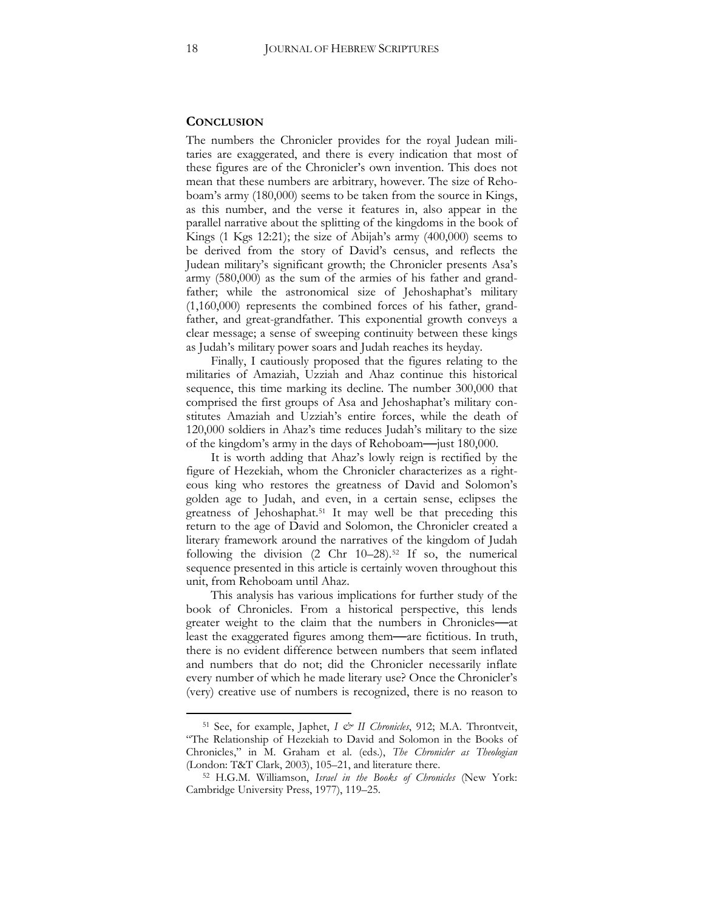## CONCLUSION

The numbers the Chronicler provides for the royal Judean militaries are exaggerated, and there is every indication that most of these figures are of the Chronicler's own invention. This does not mean that these numbers are arbitrary, however. The size of Rehoboam's army (180,000) seems to be taken from the source in Kings, as this number, and the verse it features in, also appear in the parallel narrative about the splitting of the kingdoms in the book of Kings (1 Kgs 12:21); the size of Abijah's army (400,000) seems to be derived from the story of David's census, and reflects the Judean military's significant growth; the Chronicler presents Asa's army (580,000) as the sum of the armies of his father and grandfather; while the astronomical size of Jehoshaphat's military (1,160,000) represents the combined forces of his father, grandfather, and great-grandfather. This exponential growth conveys a clear message; a sense of sweeping continuity between these kings as Judah's military power soars and Judah reaches its heyday.

Finally, I cautiously proposed that the figures relating to the militaries of Amaziah, Uzziah and Ahaz continue this historical sequence, this time marking its decline. The number 300,000 that comprised the first groups of Asa and Jehoshaphat's military constitutes Amaziah and Uzziah's entire forces, while the death of 120,000 soldiers in Ahaz's time reduces Judah's military to the size of the kingdom's army in the days of Rehoboam—just 180,000.

It is worth adding that Ahaz's lowly reign is rectified by the figure of Hezekiah, whom the Chronicler characterizes as a righteous king who restores the greatness of David and Solomon's golden age to Judah, and even, in a certain sense, eclipses the greatness of Jehoshaphat.[51] It may well be that preceding this return to the age of David and Solomon, the Chronicler created a literary framework around the narratives of the kingdom of Judah following the division (2 Chr 10–28).[52] If so, the numerical sequence presented in this article is certainly woven throughout this unit, from Rehoboam until Ahaz.

This analysis has various implications for further study of the book of Chronicles. From a historical perspective, this lends greater weight to the claim that the numbers in Chronicles—at least the exaggerated figures among them—are fictitious. In truth, there is no evident difference between numbers that seem inflated and numbers that do not; did the Chronicler necessarily inflate every number of which he made literary use? Once the Chronicler's (very) creative use of numbers is recognized, there is no reason to

---

[51] See, for example, Japhet, *I & II Chronicles*, 912; M.A. Throntveit, "The Relationship of Hezekiah to David and Solomon in the Books of Chronicles," in M. Graham et al. (eds.), *The Chronicler as Theologian* (London: T&T Clark, 2003), 105–21, and literature there.

[52] H.G.M. Williamson, *Israel in the Books of Chronicles* (New York: Cambridge University Press, 1977), 119–25.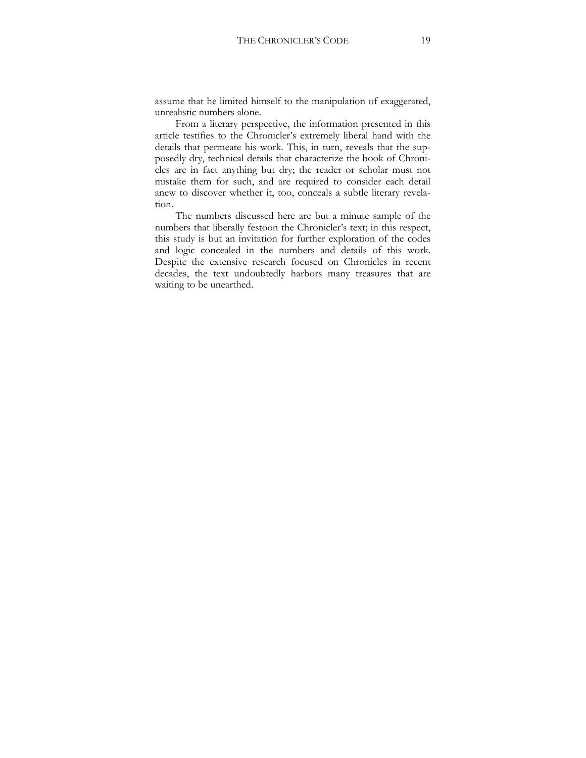assume that he limited himself to the manipulation of exaggerated, unrealistic numbers alone.

From a literary perspective, the information presented in this article testifies to the Chronicler's extremely liberal hand with the details that permeate his work. This, in turn, reveals that the supposedly dry, technical details that characterize the book of Chronicles are in fact anything but dry; the reader or scholar must not mistake them for such, and are required to consider each detail anew to discover whether it, too, conceals a subtle literary revelation.

The numbers discussed here are but a minute sample of the numbers that liberally festoon the Chronicler's text; in this respect, this study is but an invitation for further exploration of the codes and logic concealed in the numbers and details of this work. Despite the extensive research focused on Chronicles in recent decades, the text undoubtedly harbors many treasures that are waiting to be unearthed.